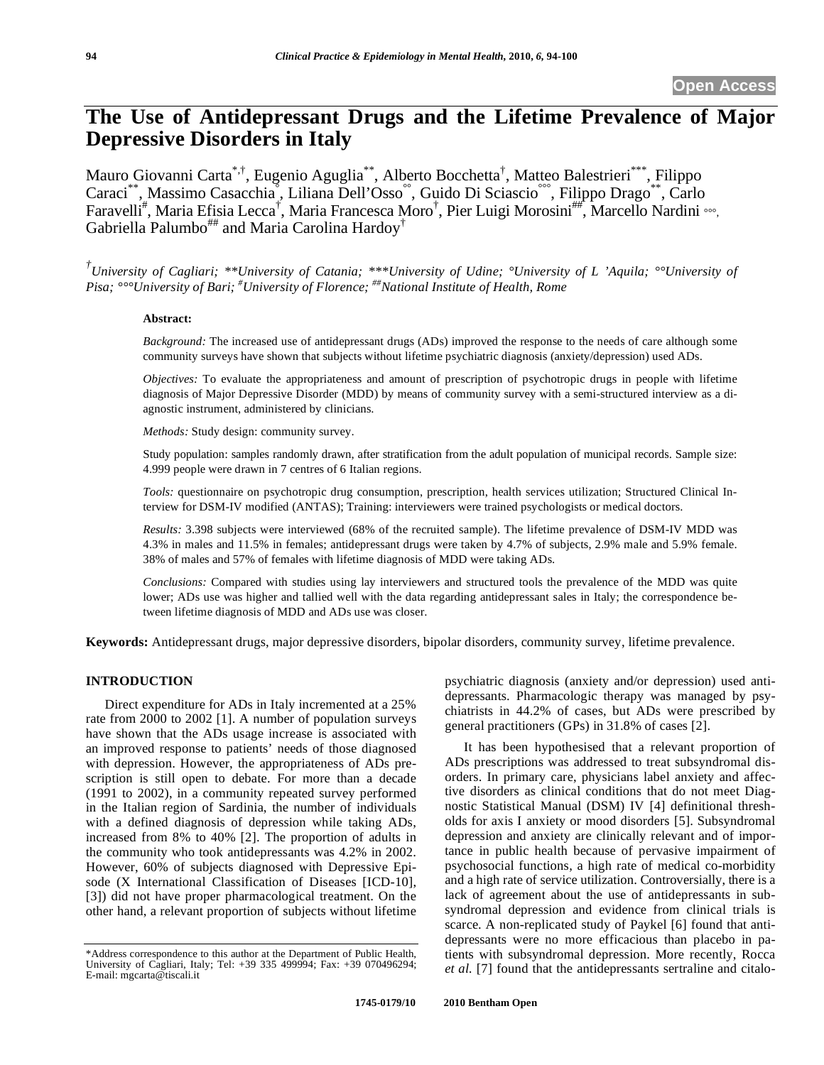Open Access

# The Use of Antidepressant Drugs and the Lifetime Prevalence of Major Depressive Disorders in Italy

Mauro Giovanni Carta[*,†], Eugenio Aguglia[**], Alberto Bocchetta[†], Matteo Balestrieri[***], Filippo Caraci[**], Massimo Casacchia[°], Liliana Dell'Osso[°°], Guido Di Sciascio[°°°], Filippo Drago[**], Carlo Faravelli[#], Maria Efisia Lecca[†], Maria Francesca Moro[†], Pier Luigi Morosini[##], Marcello Nardini[°°°], Gabriella Palumbo[##] and Maria Carolina Hardoy[†]

*[†]University of Cagliari; [**]University of Catania; [***]University of Udine; [°]University of L 'Aquila; [°°]University of Pisa; [°°°]University of Bari; [#]University of Florence; [##]National Institute of Health, Rome*

**Abstract:**

*Background:* The increased use of antidepressant drugs (ADs) improved the response to the needs of care although some community surveys have shown that subjects without lifetime psychiatric diagnosis (anxiety/depression) used ADs.

*Objectives:* To evaluate the appropriateness and amount of prescription of psychotropic drugs in people with lifetime diagnosis of Major Depressive Disorder (MDD) by means of community survey with a semi-structured interview as a diagnostic instrument, administered by clinicians.

*Methods:* Study design: community survey.

Study population: samples randomly drawn, after stratification from the adult population of municipal records. Sample size: 4.999 people were drawn in 7 centres of 6 Italian regions.

*Tools:* questionnaire on psychotropic drug consumption, prescription, health services utilization; Structured Clinical Interview for DSM-IV modified (ANTAS); Training: interviewers were trained psychologists or medical doctors.

*Results:* 3.398 subjects were interviewed (68% of the recruited sample). The lifetime prevalence of DSM-IV MDD was 4.3% in males and 11.5% in females; antidepressant drugs were taken by 4.7% of subjects, 2.9% male and 5.9% female. 38% of males and 57% of females with lifetime diagnosis of MDD were taking ADs.

*Conclusions:* Compared with studies using lay interviewers and structured tools the prevalence of the MDD was quite lower; ADs use was higher and tallied well with the data regarding antidepressant sales in Italy; the correspondence between lifetime diagnosis of MDD and ADs use was closer.

**Keywords:** Antidepressant drugs, major depressive disorders, bipolar disorders, community survey, lifetime prevalence.

## INTRODUCTION

Direct expenditure for ADs in Italy incremented at a 25% rate from 2000 to 2002 [1]. A number of population surveys have shown that the ADs usage increase is associated with an improved response to patients' needs of those diagnosed with depression. However, the appropriateness of ADs prescription is still open to debate. For more than a decade (1991 to 2002), in a community repeated survey performed in the Italian region of Sardinia, the number of individuals with a defined diagnosis of depression while taking ADs, increased from 8% to 40% [2]. The proportion of adults in the community who took antidepressants was 4.2% in 2002. However, 60% of subjects diagnosed with Depressive Episode (X International Classification of Diseases [ICD-10], [3]) did not have proper pharmacological treatment. On the other hand, a relevant proportion of subjects without lifetime psychiatric diagnosis (anxiety and/or depression) used antidepressants. Pharmacologic therapy was managed by psychiatrists in 44.2% of cases, but ADs were prescribed by general practitioners (GPs) in 31.8% of cases [2].

It has been hypothesised that a relevant proportion of ADs prescriptions was addressed to treat subsyndromal disorders. In primary care, physicians label anxiety and affective disorders as clinical conditions that do not meet Diagnostic Statistical Manual (DSM) IV [4] definitional thresholds for axis I anxiety or mood disorders [5]. Subsyndromal depression and anxiety are clinically relevant and of importance in public health because of pervasive impairment of psychosocial functions, a high rate of medical co-morbidity and a high rate of service utilization. Controversially, there is a lack of agreement about the use of antidepressants in subsyndromal depression and evidence from clinical trials is scarce. A non-replicated study of Paykel [6] found that antidepressants were no more efficacious than placebo in patients with subsyndromal depression. More recently, Rocca *et al.* [7] found that the antidepressants sertraline and citalo-

*Address correspondence to this author at the Department of Public Health, University of Cagliari, Italy; Tel: +39 335 499994; Fax: +39 070496294; E-mail: mgcarta@tiscali.it

1745-0179/10 2010 Bentham Open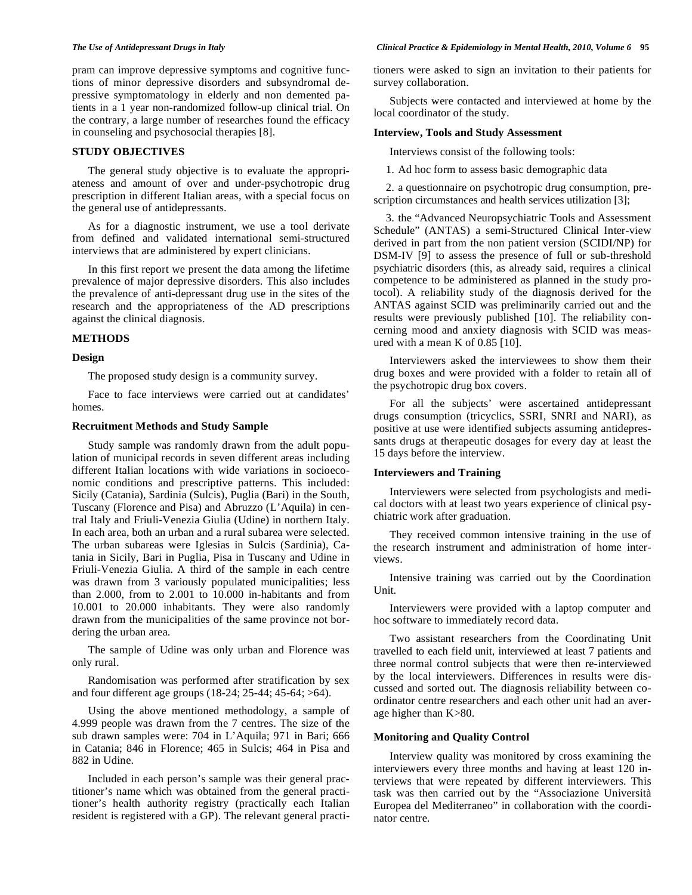pram can improve depressive symptoms and cognitive functions of minor depressive disorders and subsyndromal depressive symptomatology in elderly and non demented patients in a 1 year non-randomized follow-up clinical trial. On the contrary, a large number of researches found the efficacy in counseling and psychosocial therapies [8].

## STUDY OBJECTIVES

The general study objective is to evaluate the appropriateness and amount of over and under-psychotropic drug prescription in different Italian areas, with a special focus on the general use of antidepressants.

As for a diagnostic instrument, we use a tool derivate from defined and validated international semi-structured interviews that are administered by expert clinicians.

In this first report we present the data among the lifetime prevalence of major depressive disorders. This also includes the prevalence of anti-depressant drug use in the sites of the research and the appropriateness of the AD prescriptions against the clinical diagnosis.

## METHODS

### Design

The proposed study design is a community survey.

Face to face interviews were carried out at candidates' homes.

### Recruitment Methods and Study Sample

Study sample was randomly drawn from the adult population of municipal records in seven different areas including different Italian locations with wide variations in socioeconomic conditions and prescriptive patterns. This included: Sicily (Catania), Sardinia (Sulcis), Puglia (Bari) in the South, Tuscany (Florence and Pisa) and Abruzzo (L'Aquila) in central Italy and Friuli-Venezia Giulia (Udine) in northern Italy. In each area, both an urban and a rural subarea were selected. The urban subareas were Iglesias in Sulcis (Sardinia), Catania in Sicily, Bari in Puglia, Pisa in Tuscany and Udine in Friuli-Venezia Giulia. A third of the sample in each centre was drawn from 3 variously populated municipalities; less than 2.000, from to 2.001 to 10.000 in-habitants and from 10.001 to 20.000 inhabitants. They were also randomly drawn from the municipalities of the same province not bordering the urban area.

The sample of Udine was only urban and Florence was only rural.

Randomisation was performed after stratification by sex and four different age groups (18-24; 25-44; 45-64; >64).

Using the above mentioned methodology, a sample of 4.999 people was drawn from the 7 centres. The size of the sub drawn samples were: 704 in L'Aquila; 971 in Bari; 666 in Catania; 846 in Florence; 465 in Sulcis; 464 in Pisa and 882 in Udine.

Included in each person's sample was their general practitioner's name which was obtained from the general practitioner's health authority registry (practically each Italian resident is registered with a GP). The relevant general practitioners were asked to sign an invitation to their patients for survey collaboration.

Subjects were contacted and interviewed at home by the local coordinator of the study.

### Interview, Tools and Study Assessment

Interviews consist of the following tools:

1. Ad hoc form to assess basic demographic data
2. a questionnaire on psychotropic drug consumption, prescription circumstances and health services utilization [3];
3. the "Advanced Neuropsychiatric Tools and Assessment Schedule" (ANTAS) a semi-Structured Clinical Inter-view derived in part from the non patient version (SCIDI/NP) for DSM-IV [9] to assess the presence of full or sub-threshold psychiatric disorders (this, as already said, requires a clinical competence to be administered as planned in the study protocol). A reliability study of the diagnosis derived for the ANTAS against SCID was preliminarily carried out and the results were previously published [10]. The reliability concerning mood and anxiety diagnosis with SCID was measured with a mean K of 0.85 [10].

Interviewers asked the interviewees to show them their drug boxes and were provided with a folder to retain all of the psychotropic drug box covers.

For all the subjects' were ascertained antidepressant drugs consumption (tricyclics, SSRI, SNRI and NARI), as positive at use were identified subjects assuming antidepressants drugs at therapeutic dosages for every day at least the 15 days before the interview.

### Interviewers and Training

Interviewers were selected from psychologists and medical doctors with at least two years experience of clinical psychiatric work after graduation.

They received common intensive training in the use of the research instrument and administration of home interviews.

Intensive training was carried out by the Coordination Unit.

Interviewers were provided with a laptop computer and hoc software to immediately record data.

Two assistant researchers from the Coordinating Unit travelled to each field unit, interviewed at least 7 patients and three normal control subjects that were then re-interviewed by the local interviewers. Differences in results were discussed and sorted out. The diagnosis reliability between coordinator centre researchers and each other unit had an average higher than K>80.

### Monitoring and Quality Control

Interview quality was monitored by cross examining the interviewers every three months and having at least 120 interviews that were repeated by different interviewers. This task was then carried out by the "Associazione Università Europea del Mediterraneo" in collaboration with the coordinator centre.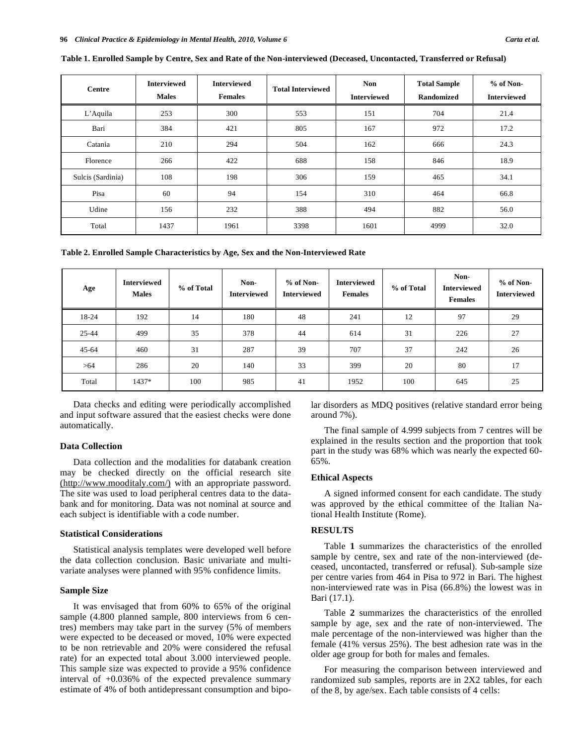**Table 1. Enrolled Sample by Centre, Sex and Rate of the Non-interviewed (Deceased, Uncontacted, Transferred or Refusal)**

| Centre | Interviewed Males | Interviewed Females | Total Interviewed | Non Interviewed | Total Sample Randomized | % of Non-Interviewed |
|---|---|---|---|---|---|---|
| L'Aquila | 253 | 300 | 553 | 151 | 704 | 21.4 |
| Bari | 384 | 421 | 805 | 167 | 972 | 17.2 |
| Catania | 210 | 294 | 504 | 162 | 666 | 24.3 |
| Florence | 266 | 422 | 688 | 158 | 846 | 18.9 |
| Sulcis (Sardinia) | 108 | 198 | 306 | 159 | 465 | 34.1 |
| Pisa | 60 | 94 | 154 | 310 | 464 | 66.8 |
| Udine | 156 | 232 | 388 | 494 | 882 | 56.0 |
| Total | 1437 | 1961 | 3398 | 1601 | 4999 | 32.0 |

**Table 2. Enrolled Sample Characteristics by Age, Sex and the Non-Interviewed Rate**

| Age | Interviewed Males | % of Total | Non-Interviewed | % of Non-Interviewed | Interviewed Females | % of Total | Non-Interviewed Females | % of Non-Interviewed |
|---|---|---|---|---|---|---|---|---|
| 18-24 | 192 | 14 | 180 | 48 | 241 | 12 | 97 | 29 |
| 25-44 | 499 | 35 | 378 | 44 | 614 | 31 | 226 | 27 |
| 45-64 | 460 | 31 | 287 | 39 | 707 | 37 | 242 | 26 |
| >64 | 286 | 20 | 140 | 33 | 399 | 20 | 80 | 17 |
| Total | 1437* | 100 | 985 | 41 | 1952 | 100 | 645 | 25 |

Data checks and editing were periodically accomplished and input software assured that the easiest checks were done automatically.

### Data Collection

Data collection and the modalities for databank creation may be checked directly on the official research site (http://www.mooditaly.com/) with an appropriate password. The site was used to load peripheral centres data to the databank and for monitoring. Data was not nominal at source and each subject is identifiable with a code number.

### Statistical Considerations

Statistical analysis templates were developed well before the data collection conclusion. Basic univariate and multivariate analyses were planned with 95% confidence limits.

### Sample Size

It was envisaged that from 60% to 65% of the original sample (4.800 planned sample, 800 interviews from 6 centres) members may take part in the survey (5% of members were expected to be deceased or moved, 10% were expected to be non retrievable and 20% were considered the refusal rate) for an expected total about 3.000 interviewed people. This sample size was expected to provide a 95% confidence interval of +0.036% of the expected prevalence summary estimate of 4% of both antidepressant consumption and bipolar disorders as MDQ positives (relative standard error being around 7%).

The final sample of 4.999 subjects from 7 centres will be explained in the results section and the proportion that took part in the study was 68% which was nearly the expected 60-65%.

### Ethical Aspects

A signed informed consent for each candidate. The study was approved by the ethical committee of the Italian National Health Institute (Rome).

## RESULTS

Table **1** summarizes the characteristics of the enrolled sample by centre, sex and rate of the non-interviewed (deceased, uncontacted, transferred or refusal). Sub-sample size per centre varies from 464 in Pisa to 972 in Bari. The highest non-interviewed rate was in Pisa (66.8%) the lowest was in Bari (17.1).

Table **2** summarizes the characteristics of the enrolled sample by age, sex and the rate of non-interviewed. The male percentage of the non-interviewed was higher than the female (41% versus 25%). The best adhesion rate was in the older age group for both for males and females.

For measuring the comparison between interviewed and randomized sub samples, reports are in 2X2 tables, for each of the 8, by age/sex. Each table consists of 4 cells: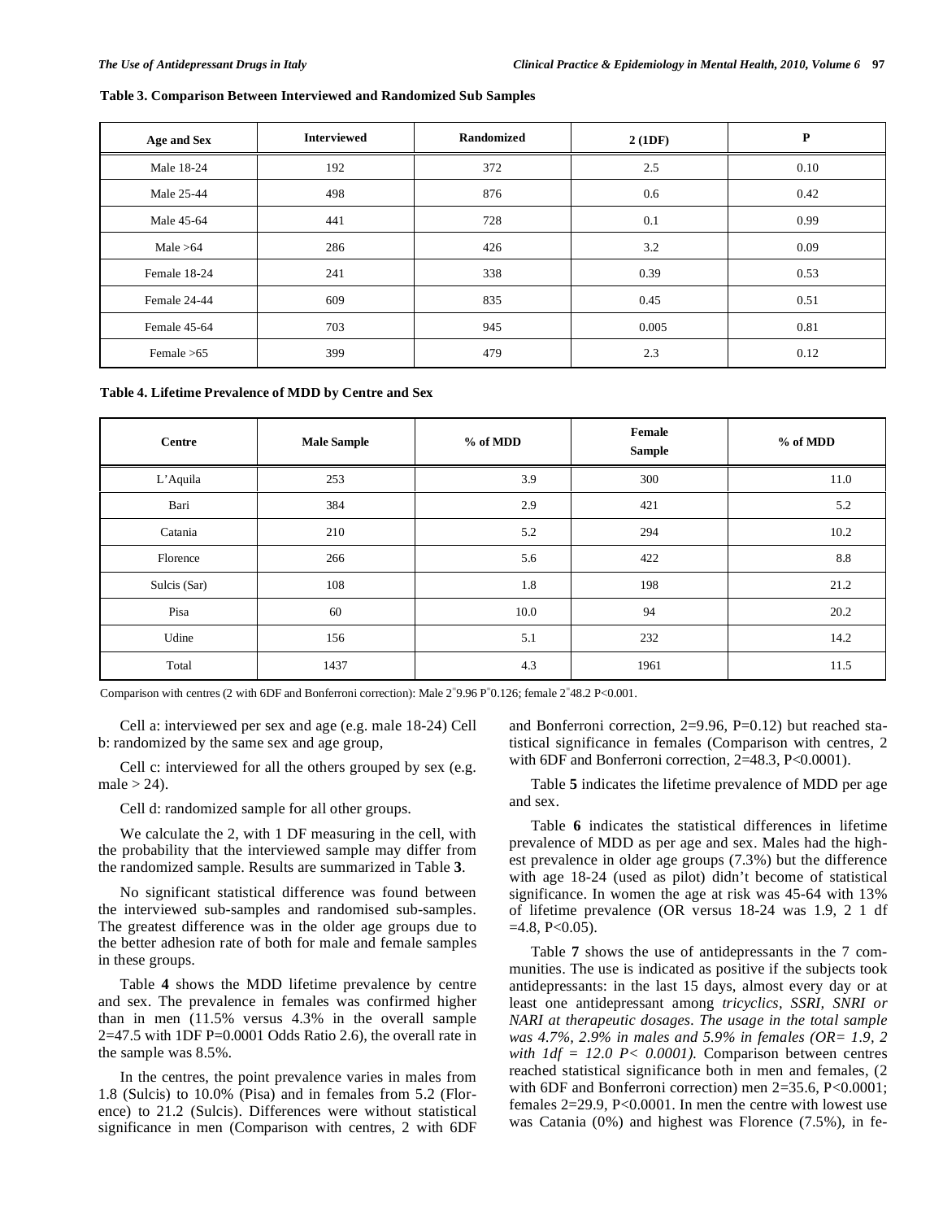**Table 3. Comparison Between Interviewed and Randomized Sub Samples**

| Age and Sex | Interviewed | Randomized | 2 (1DF) | P |
|---|---|---|---|---|
| Male 18-24 | 192 | 372 | 2.5 | 0.10 |
| Male 25-44 | 498 | 876 | 0.6 | 0.42 |
| Male 45-64 | 441 | 728 | 0.1 | 0.99 |
| Male >64 | 286 | 426 | 3.2 | 0.09 |
| Female 18-24 | 241 | 338 | 0.39 | 0.53 |
| Female 24-44 | 609 | 835 | 0.45 | 0.51 |
| Female 45-64 | 703 | 945 | 0.005 | 0.81 |
| Female >65 | 399 | 479 | 2.3 | 0.12 |

**Table 4. Lifetime Prevalence of MDD by Centre and Sex**

| Centre | Male Sample | % of MDD | Female Sample | % of MDD |
|---|---|---|---|---|
| L'Aquila | 253 | 3.9 | 300 | 11.0 |
| Bari | 384 | 2.9 | 421 | 5.2 |
| Catania | 210 | 5.2 | 294 | 10.2 |
| Florence | 266 | 5.6 | 422 | 8.8 |
| Sulcis (Sar) | 108 | 1.8 | 198 | 21.2 |
| Pisa | 60 | 10.0 | 94 | 20.2 |
| Udine | 156 | 5.1 | 232 | 14.2 |
| Total | 1437 | 4.3 | 1961 | 11.5 |

Comparison with centres (2 with 6DF and Bonferroni correction): Male 2 = 9.96 P = 0.126; female 2 = 48.2 P<0.001.

Cell a: interviewed per sex and age (e.g. male 18-24) Cell b: randomized by the same sex and age group,

Cell c: interviewed for all the others grouped by sex (e.g. male > 24).

Cell d: randomized sample for all other groups.

We calculate the 2, with 1 DF measuring in the cell, with the probability that the interviewed sample may differ from the randomized sample. Results are summarized in Table **3**.

No significant statistical difference was found between the interviewed sub-samples and randomised sub-samples. The greatest difference was in the older age groups due to the better adhesion rate of both for male and female samples in these groups.

Table **4** shows the MDD lifetime prevalence by centre and sex. The prevalence in females was confirmed higher than in men (11.5% versus 4.3% in the overall sample 2=47.5 with 1DF P=0.0001 Odds Ratio 2.6), the overall rate in the sample was 8.5%.

In the centres, the point prevalence varies in males from 1.8 (Sulcis) to 10.0% (Pisa) and in females from 5.2 (Florence) to 21.2 (Sulcis). Differences were without statistical significance in men (Comparison with centres, 2 with 6DF and Bonferroni correction, 2=9.96, P=0.12) but reached statistical significance in females (Comparison with centres, 2 with 6DF and Bonferroni correction, 2=48.3, P<0.0001).

Table **5** indicates the lifetime prevalence of MDD per age and sex.

Table **6** indicates the statistical differences in lifetime prevalence of MDD as per age and sex. Males had the highest prevalence in older age groups (7.3%) but the difference with age 18-24 (used as pilot) didn't become of statistical significance. In women the age at risk was 45-64 with 13% of lifetime prevalence (OR versus 18-24 was 1.9, 2 1 df =4.8, P<0.05).

Table **7** shows the use of antidepressants in the 7 communities. The use is indicated as positive if the subjects took antidepressants: in the last 15 days, almost every day or at least one antidepressant among *tricyclics, SSRI, SNRI or NARI at therapeutic dosages. The usage in the total sample was 4.7%, 2.9% in males and 5.9% in females (OR= 1.9, 2 with 1df = 12.0 P< 0.0001).* Comparison between centres reached statistical significance both in men and females, (2 with 6DF and Bonferroni correction) men 2=35.6, P<0.0001; females 2=29.9, P<0.0001. In men the centre with lowest use was Catania (0%) and highest was Florence (7.5%), in fe-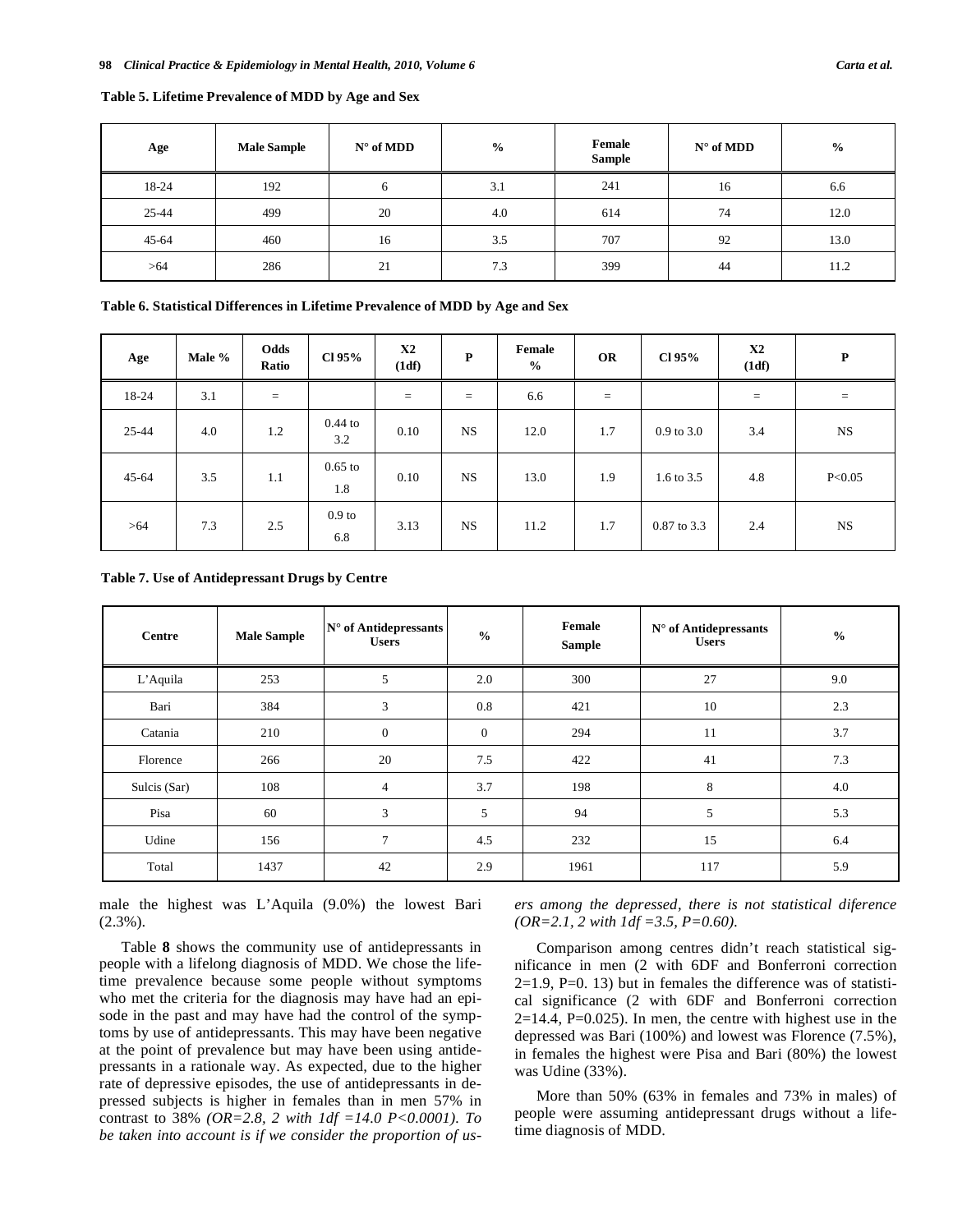**Table 5. Lifetime Prevalence of MDD by Age and Sex**

| Age | Male Sample | N° of MDD | % | Female Sample | N° of MDD | % |
|---|---|---|---|---|---|---|
| 18-24 | 192 | 6 | 3.1 | 241 | 16 | 6.6 |
| 25-44 | 499 | 20 | 4.0 | 614 | 74 | 12.0 |
| 45-64 | 460 | 16 | 3.5 | 707 | 92 | 13.0 |
| >64 | 286 | 21 | 7.3 | 399 | 44 | 11.2 |

**Table 6. Statistical Differences in Lifetime Prevalence of MDD by Age and Sex**

| Age | Male % | Odds Ratio | Cl 95% | X2 (1df) | P | Female % | OR | Cl 95% | X2 (1df) | P |
|---|---|---|---|---|---|---|---|---|---|---|
| 18-24 | 3.1 | = | | = | = | 6.6 | = | | = | = |
| 25-44 | 4.0 | 1.2 | 0.44 to 3.2 | 0.10 | NS | 12.0 | 1.7 | 0.9 to 3.0 | 3.4 | NS |
| 45-64 | 3.5 | 1.1 | 0.65 to 1.8 | 0.10 | NS | 13.0 | 1.9 | 1.6 to 3.5 | 4.8 | P<0.05 |
| >64 | 7.3 | 2.5 | 0.9 to 6.8 | 3.13 | NS | 11.2 | 1.7 | 0.87 to 3.3 | 2.4 | NS |

**Table 7. Use of Antidepressant Drugs by Centre**

| Centre | Male Sample | N° of Antidepressants Users | % | Female Sample | N° of Antidepressants Users | % |
|---|---|---|---|---|---|---|
| L'Aquila | 253 | 5 | 2.0 | 300 | 27 | 9.0 |
| Bari | 384 | 3 | 0.8 | 421 | 10 | 2.3 |
| Catania | 210 | 0 | 0 | 294 | 11 | 3.7 |
| Florence | 266 | 20 | 7.5 | 422 | 41 | 7.3 |
| Sulcis (Sar) | 108 | 4 | 3.7 | 198 | 8 | 4.0 |
| Pisa | 60 | 3 | 5 | 94 | 5 | 5.3 |
| Udine | 156 | 7 | 4.5 | 232 | 15 | 6.4 |
| Total | 1437 | 42 | 2.9 | 1961 | 117 | 5.9 |

male the highest was L'Aquila (9.0%) the lowest Bari (2.3%).

Table **8** shows the community use of antidepressants in people with a lifelong diagnosis of MDD. We chose the lifetime prevalence because some people without symptoms who met the criteria for the diagnosis may have had an episode in the past and may have had the control of the symptoms by use of antidepressants. This may have been negative at the point of prevalence but may have been using antidepressants in a rationale way. As expected, due to the higher rate of depressive episodes, the use of antidepressants in depressed subjects is higher in females than in men 57% in contrast to 38% *(OR=2.8, 2 with 1df =14.0 P<0.0001). To be taken into account is if we consider the proportion of users among the depressed, there is not statistical diference (OR=2.1, 2 with 1df =3.5, P=0.60).*

Comparison among centres didn't reach statistical significance in men (2 with 6DF and Bonferroni correction 2=1.9, P=0. 13) but in females the difference was of statistical significance (2 with 6DF and Bonferroni correction 2=14.4, P=0.025). In men, the centre with highest use in the depressed was Bari (100%) and lowest was Florence (7.5%), in females the highest were Pisa and Bari (80%) the lowest was Udine (33%).

More than 50% (63% in females and 73% in males) of people were assuming antidepressant drugs without a lifetime diagnosis of MDD.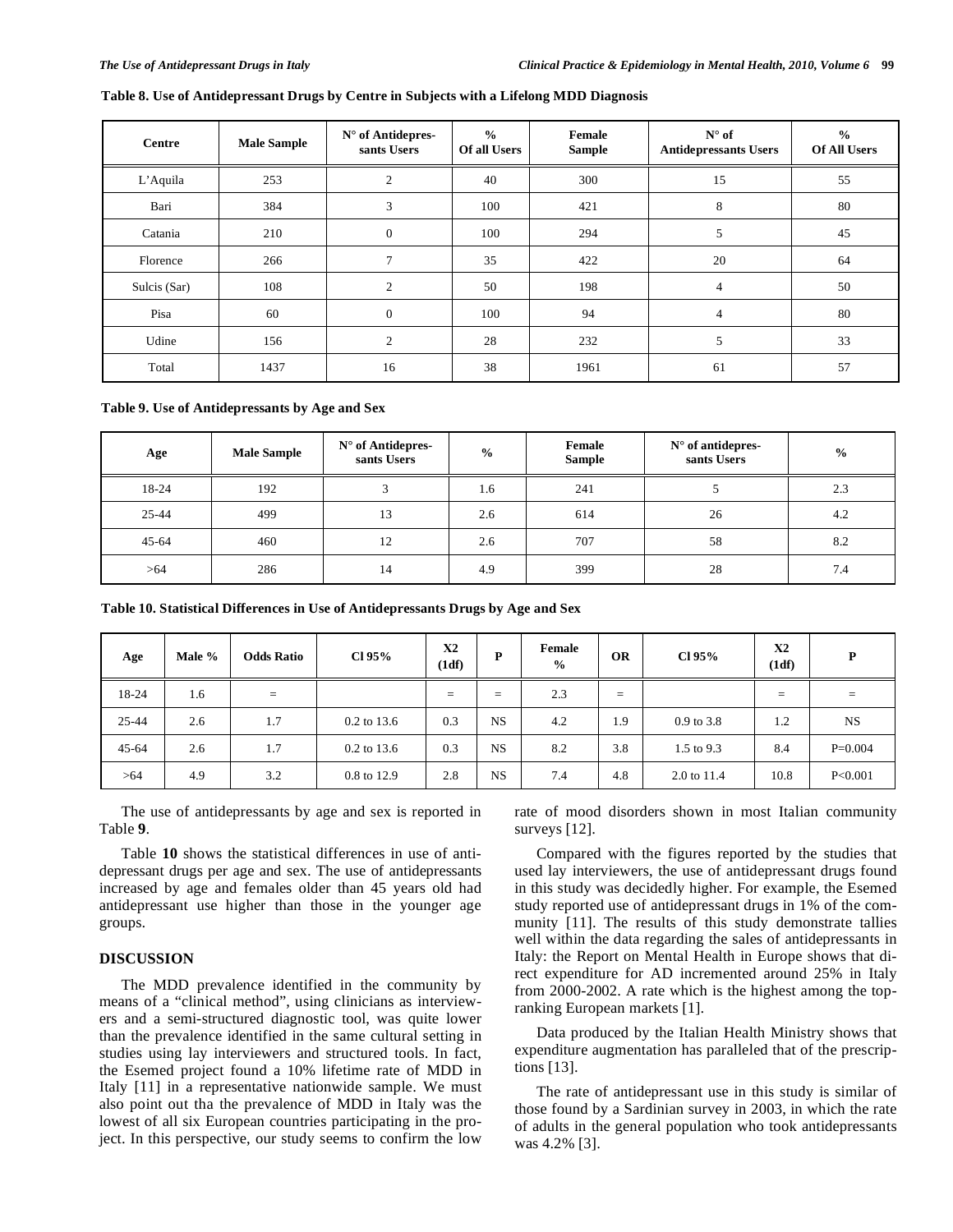**Table 8. Use of Antidepressant Drugs by Centre in Subjects with a Lifelong MDD Diagnosis**

| Centre | Male Sample | N° of Antidepressants Users | % Of all Users | Female Sample | N° of Antidepressants Users | % Of All Users |
|---|---|---|---|---|---|---|
| L'Aquila | 253 | 2 | 40 | 300 | 15 | 55 |
| Bari | 384 | 3 | 100 | 421 | 8 | 80 |
| Catania | 210 | 0 | 100 | 294 | 5 | 45 |
| Florence | 266 | 7 | 35 | 422 | 20 | 64 |
| Sulcis (Sar) | 108 | 2 | 50 | 198 | 4 | 50 |
| Pisa | 60 | 0 | 100 | 94 | 4 | 80 |
| Udine | 156 | 2 | 28 | 232 | 5 | 33 |
| Total | 1437 | 16 | 38 | 1961 | 61 | 57 |

**Table 9. Use of Antidepressants by Age and Sex**

| Age | Male Sample | N° of Antidepressants Users | % | Female Sample | N° of antidepressants Users | % |
|---|---|---|---|---|---|---|
| 18-24 | 192 | 3 | 1.6 | 241 | 5 | 2.3 |
| 25-44 | 499 | 13 | 2.6 | 614 | 26 | 4.2 |
| 45-64 | 460 | 12 | 2.6 | 707 | 58 | 8.2 |
| >64 | 286 | 14 | 4.9 | 399 | 28 | 7.4 |

**Table 10. Statistical Differences in Use of Antidepressants Drugs by Age and Sex**

| Age | Male % | Odds Ratio | Cl 95% | X2 (1df) | P | Female % | OR | Cl 95% | X2 (1df) | P |
|---|---|---|---|---|---|---|---|---|---|---|
| 18-24 | 1.6 | = | | = | = | 2.3 | = | | = | = |
| 25-44 | 2.6 | 1.7 | 0.2 to 13.6 | 0.3 | NS | 4.2 | 1.9 | 0.9 to 3.8 | 1.2 | NS |
| 45-64 | 2.6 | 1.7 | 0.2 to 13.6 | 0.3 | NS | 8.2 | 3.8 | 1.5 to 9.3 | 8.4 | P=0.004 |
| >64 | 4.9 | 3.2 | 0.8 to 12.9 | 2.8 | NS | 7.4 | 4.8 | 2.0 to 11.4 | 10.8 | P<0.001 |

The use of antidepressants by age and sex is reported in Table **9**.

Table **10** shows the statistical differences in use of antidepressant drugs per age and sex. The use of antidepressants increased by age and females older than 45 years old had antidepressant use higher than those in the younger age groups.

## DISCUSSION

The MDD prevalence identified in the community by means of a "clinical method", using clinicians as interviewers and a semi-structured diagnostic tool, was quite lower than the prevalence identified in the same cultural setting in studies using lay interviewers and structured tools. In fact, the Esemed project found a 10% lifetime rate of MDD in Italy [11] in a representative nationwide sample. We must also point out tha the prevalence of MDD in Italy was the lowest of all six European countries participating in the project. In this perspective, our study seems to confirm the low rate of mood disorders shown in most Italian community surveys [12].

Compared with the figures reported by the studies that used lay interviewers, the use of antidepressant drugs found in this study was decidedly higher. For example, the Esemed study reported use of antidepressant drugs in 1% of the community [11]. The results of this study demonstrate tallies well within the data regarding the sales of antidepressants in Italy: the Report on Mental Health in Europe shows that direct expenditure for AD incremented around 25% in Italy from 2000-2002. A rate which is the highest among the top-ranking European markets [1].

Data produced by the Italian Health Ministry shows that expenditure augmentation has paralleled that of the prescriptions [13].

The rate of antidepressant use in this study is similar of those found by a Sardinian survey in 2003, in which the rate of adults in the general population who took antidepressants was 4.2% [3].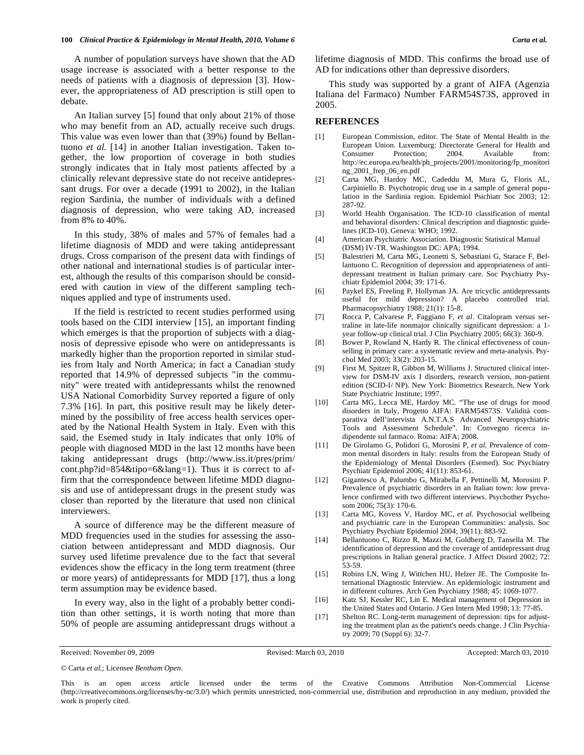A number of population surveys have shown that the AD usage increase is associated with a better response to the needs of patients with a diagnosis of depression [3]. However, the appropriateness of AD prescription is still open to debate.

An Italian survey [5] found that only about 21% of those who may benefit from an AD, actually receive such drugs. This value was even lower than that (39%) found by Bellantuono *et al.* [14] in another Italian investigation. Taken together, the low proportion of coverage in both studies strongly indicates that in Italy most patients affected by a clinically relevant depressive state do not receive antidepressant drugs. For over a decade (1991 to 2002), in the Italian region Sardinia, the number of individuals with a defined diagnosis of depression, who were taking AD, increased from 8% to 40%.

In this study, 38% of males and 57% of females had a lifetime diagnosis of MDD and were taking antidepressant drugs. Cross comparison of the present data with findings of other national and international studies is of particular interest, although the results of this comparison should be considered with caution in view of the different sampling techniques applied and type of instruments used.

If the field is restricted to recent studies performed using tools based on the CIDI interview [15], an important finding which emerges is that the proportion of subjects with a diagnosis of depressive episode who were on antidepressants is markedly higher than the proportion reported in similar studies from Italy and North America; in fact a Canadian study reported that 14.9% of depressed subjects "in the community" were treated with antidepressants whilst the renowned USA National Comorbidity Survey reported a figure of only 7.3% [16]. In part, this positive result may be likely determined by the possibility of free access health services operated by the National Health System in Italy. Even with this said, the Esemed study in Italy indicates that only 10% of people with diagnosed MDD in the last 12 months have been taking antidepressant drugs (http://www.iss.it/pres/prim/cont.php?id=854&tipo=6&lang=1). Thus it is correct to affirm that the correspondence between lifetime MDD diagnosis and use of antidepressant drugs in the present study was closer than reported by the literature that used non clinical interviewers.

A source of difference may be the different measure of MDD frequencies used in the studies for assessing the association between antidepressant and MDD diagnosis. Our survey used lifetime prevalence due to the fact that several evidences show the efficacy in the long term treatment (three or more years) of antidepressants for MDD [17], thus a long term assumption may be evidence based.

In every way, also in the light of a probably better condition than other settings, it is worth noting that more than 50% of people are assuming antidepressant drugs without a lifetime diagnosis of MDD. This confirms the broad use of AD for indications other than depressive disorders.

This study was supported by a grant of AIFA (Agenzia Italiana del Farmaco) Number FARM54S73S, approved in 2005.

## REFERENCES

[1] European Commission, editor. The State of Mental Health in the European Union. Luxemburg: Directorate General for Health and Consumer Protection; 2004. Available from: http://ec.europa.eu/health/ph_projects/2001/monitoring/fp_monitoring_2001_frep_06_en.pdf

[2] Carta MG, Hardoy MC, Cadeddu M, Mura G, Floris AL, Carpiniello B. Psychotropic drug use in a sample of general population in the Sardinia region. Epidemiol Psichiatr Soc 2003; 12: 287-92.

[3] World Health Organisation. The ICD-10 classification of mental and behavioral disorders: Clinical description and diagnostic guidelines (ICD-10). Geneva: WHO; 1992.

[4] American Psychiatric Association. Diagnostic Statistical Manual (DSM) IV-TR. Washington DC: APA; 1994.

[5] Balestrieri M, Carta MG, Leonetti S, Sebastiani G, Starace F, Bellantuono C. Recognition of depression and appropriateness of antidepressant treatment in Italian primary care. Soc Psychiatry Psychiatr Epidemiol 2004; 39: 171-6.

[6] Paykel ES, Freeling P, Hollyman JA. Are tricyclic antidepressants useful for mild depression? A placebo controlled trial. Pharmacopsychiatry 1988; 21(1): 15-8.

[7] Rocca P, Calvarese P, Faggiano F, *et al*. Citalopram versus sertraline in late-life nonmajor clinically significant depression: a 1-year follow-up clinical trial. J Clin Psychiatry 2005; 66(3): 360-9.

[8] Bower P, Rowland N, Hardy R. The clinical effectiveness of counselling in primary care: a systematic review and meta-analysis. Psychol Med 2003; 33(2): 203-15.

[9] First M, Spitzer R, Gibbon M, Williams J. Structured clinical interview for DSM-IV axis I disorders, research version, non-patient edition (SCID-I/ NP). New York: Biometrics Research, New York State Psychiatric Institute; 1997.

[10] Carta MG, Lecca ME, Hardoy MC. "The use of drugs for mood disorders in Italy, Progetto AIFA: FARM54S73S. Validità comparativa dell'intervista A.N.T.A.S Advanced Neuropsychiatric Tools and Assessment Schedule". In: Convegno ricerca indipendente sul farmaco. Roma: AIFA; 2008.

[11] De Girolamo G, Polidori G, Morosini P, *et al.* Prevalence of common mental disorders in Italy: results from the European Study of the Epidemiology of Mental Disorders (Esemed). Soc Psychiatry Psychiatr Epidemiol 2006; 41(11): 853-61.

[12] Gigantesco A, Palumbo G, Mirabella F, Pettinelli M, Morosini P. Prevalence of psychiatric disorders in an Italian town: low prevalence confirmed with two different interviews. Psychother Psychosom 2006; 75(3): 170-6.

[13] Carta MG, Kovess V, Hardoy MC, *et al.* Psychosocial wellbeing and psychiatric care in the European Communities: analysis. Soc Psychiatry Psychiatr Epidemiol 2004; 39(11): 883-92.

[14] Bellantuono C, Rizzo R, Mazzi M, Goldberg D, Tansella M. The identification of depression and the coverage of antidepressant drug prescriptions in Italian general practice. J Affect Disord 2002; 72: 53-59.

[15] Robins LN, Wing J, Wittchen HU, Helzer JE. The Composite International Diagnostic Interview. An epidemiologic instrument and in different cultures. Arch Gen Psychiatry 1988; 45: 1069-1077.

[16] Katz SJ, Kessler RC, Lin E. Medical management of Depression in the United States and Ontario. J Gen Intern Med 1998; 13: 77-85.

[17] Shelton RC. Long-term management of depression: tips for adjusting the treatment plan as the patient's needs change. J Clin Psychiatry 2009; 70 (Suppl 6): 32-7.

Received: November 09, 2009 Revised: March 03, 2010 Accepted: March 03, 2010

© Carta *et al.*; Licensee *Bentham Open*.

This is an open access article licensed under the terms of the Creative Commons Attribution Non-Commercial License (http://creativecommons.org/licenses/by-nc/3.0/) which permits unrestricted, non-commercial use, distribution and reproduction in any medium, provided the work is properly cited.